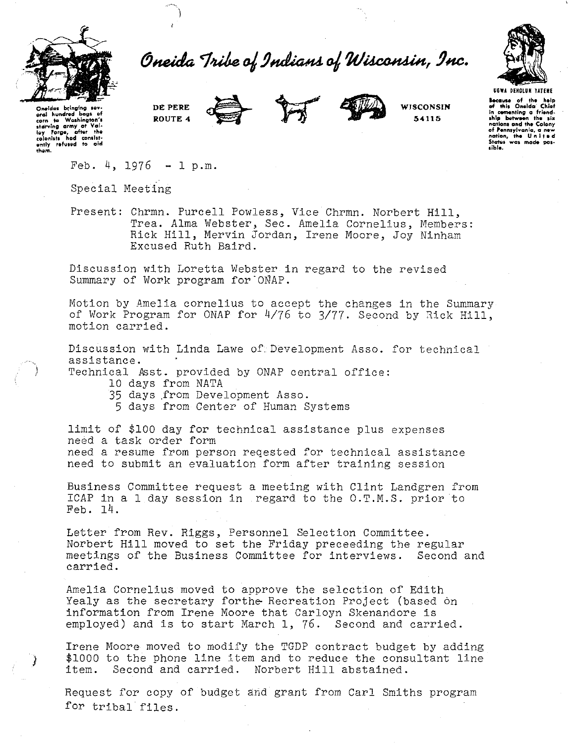# Oneida Tribe of Indians of Wisconsin, Inc.

Oneidas bringing several hundred bags of corn to Washington's starving army at Valley Forge, after the colonists had consistently refused to aid them.

DE PERE ROUTE 4 — WISCONSIN 54115

UGWA DEHOLUN YATEHE

Because of the help of this Oneida Chief in cementing a friendship between the six nations and the Colony of Pennsylvania, a new nation, the United States was made possible.

Feb. 4, 1976 - 1 p.m.

Special Meeting

Present: Chrmn. Purcell Powless, Vice Chrmn. Norbert Hill, Trea. Alma Webster, Sec. Amelia Cornelius, Members: Rick Hill, Mervin Jordan, Irene Moore, Joy Ninham
Excused Ruth Baird.

Discussion with Loretta Webster in regard to the revised Summary of Work program for ONAP.

Motion by Amelia cornelius to accept the changes in the Summary of Work Program for ONAP for 4/76 to 3/77. Second by Rick Hill, motion carried.

Discussion with Linda Lawe of Development Asso. for technical assistance.
Technical Asst. provided by ONAP central office:
- 10 days from NATA
- 35 days from Development Asso.
- 5 days from Center of Human Systems

limit of $100 day for technical assistance plus expenses
need a task order form
need a resume from person reqested for technical assistance
need to submit an evaluation form after training session

Business Committee request a meeting with Clint Landgren from ICAP in a 1 day session in regard to the O.T.M.S. prior to Feb. 14.

Letter from Rev. Riggs, Personnel Selection Committee.
Norbert Hill moved to set the Friday preceeding the regular meetings of the Business Committee for interviews. Second and carried.

Amelia Cornelius moved to approve the selection of Edith Yealy as the secretary forthe Recreation Project (based on information from Irene Moore that Carloyn Skenandore is employed) and is to start March 1, 76. Second and carried.

Irene Moore moved to modify the TGDP contract budget by adding $1000 to the phone line item and to reduce the consultant line item. Second and carried. Norbert Hill abstained.

Request for copy of budget and grant from Carl Smiths program for tribal files.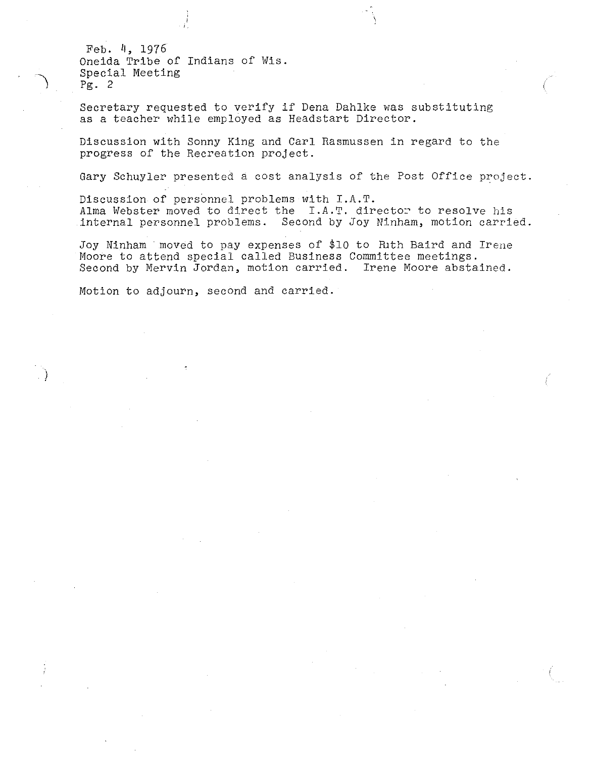Feb. 4, 1976
Oneida Tribe of Indians of Wis.
Special Meeting
Pg. 2

Secretary requested to verify if Dena Dahlke was substituting as a teacher while employed as Headstart Director.

Discussion with Sonny King and Carl Rasmussen in regard to the progress of the Recreation project.

Gary Schuyler presented a cost analysis of the Post Office project.

Discussion of personnel problems with I.A.T.
Alma Webster moved to direct the I.A.T. director to resolve his internal personnel problems. Second by Joy Ninham, motion carried.

Joy Ninham moved to pay expenses of $10 to Ruth Baird and Irene Moore to attend special called Business Committee meetings. Second by Mervin Jordan, motion carried. Irene Moore abstained.

Motion to adjourn, second and carried.